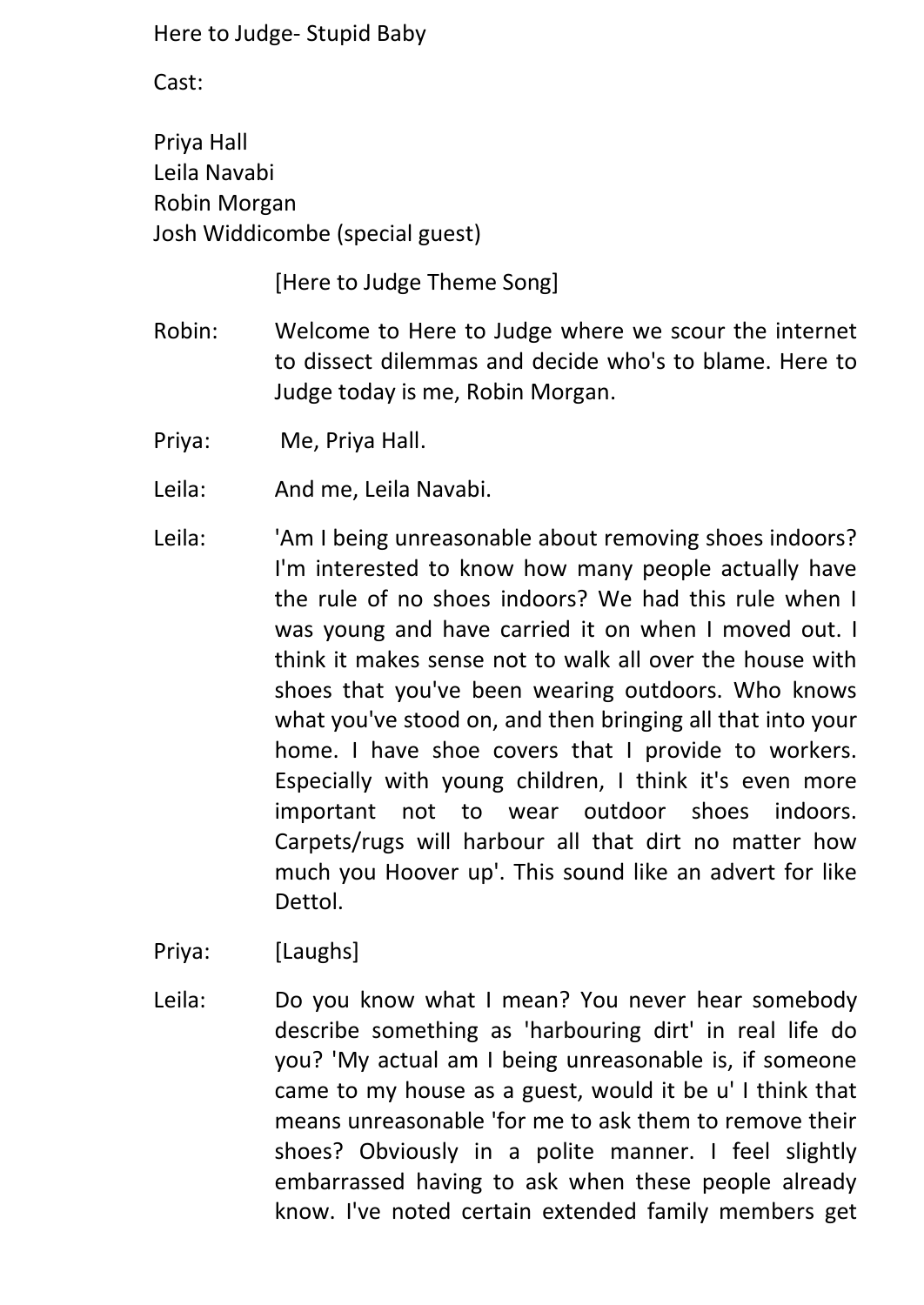Here to Judge- Stupid Baby

Cast:

Priya Hall
Leila Navabi
Robin Morgan
Josh Widdicombe (special guest)

[Here to Judge Theme Song]

**Robin:** Welcome to Here to Judge where we scour the internet to dissect dilemmas and decide who's to blame. Here to Judge today is me, Robin Morgan.

**Priya:** Me, Priya Hall.

**Leila:** And me, Leila Navabi.

**Leila:** 'Am I being unreasonable about removing shoes indoors? I'm interested to know how many people actually have the rule of no shoes indoors? We had this rule when I was young and have carried it on when I moved out. I think it makes sense not to walk all over the house with shoes that you've been wearing outdoors. Who knows what you've stood on, and then bringing all that into your home. I have shoe covers that I provide to workers. Especially with young children, I think it's even more important not to wear outdoor shoes indoors. Carpets/rugs will harbour all that dirt no matter how much you Hoover up'. This sound like an advert for like Dettol.

**Priya:** [Laughs]

**Leila:** Do you know what I mean? You never hear somebody describe something as 'harbouring dirt' in real life do you? 'My actual am I being unreasonable is, if someone came to my house as a guest, would it be u' I think that means unreasonable 'for me to ask them to remove their shoes? Obviously in a polite manner. I feel slightly embarrassed having to ask when these people already know. I've noted certain extended family members get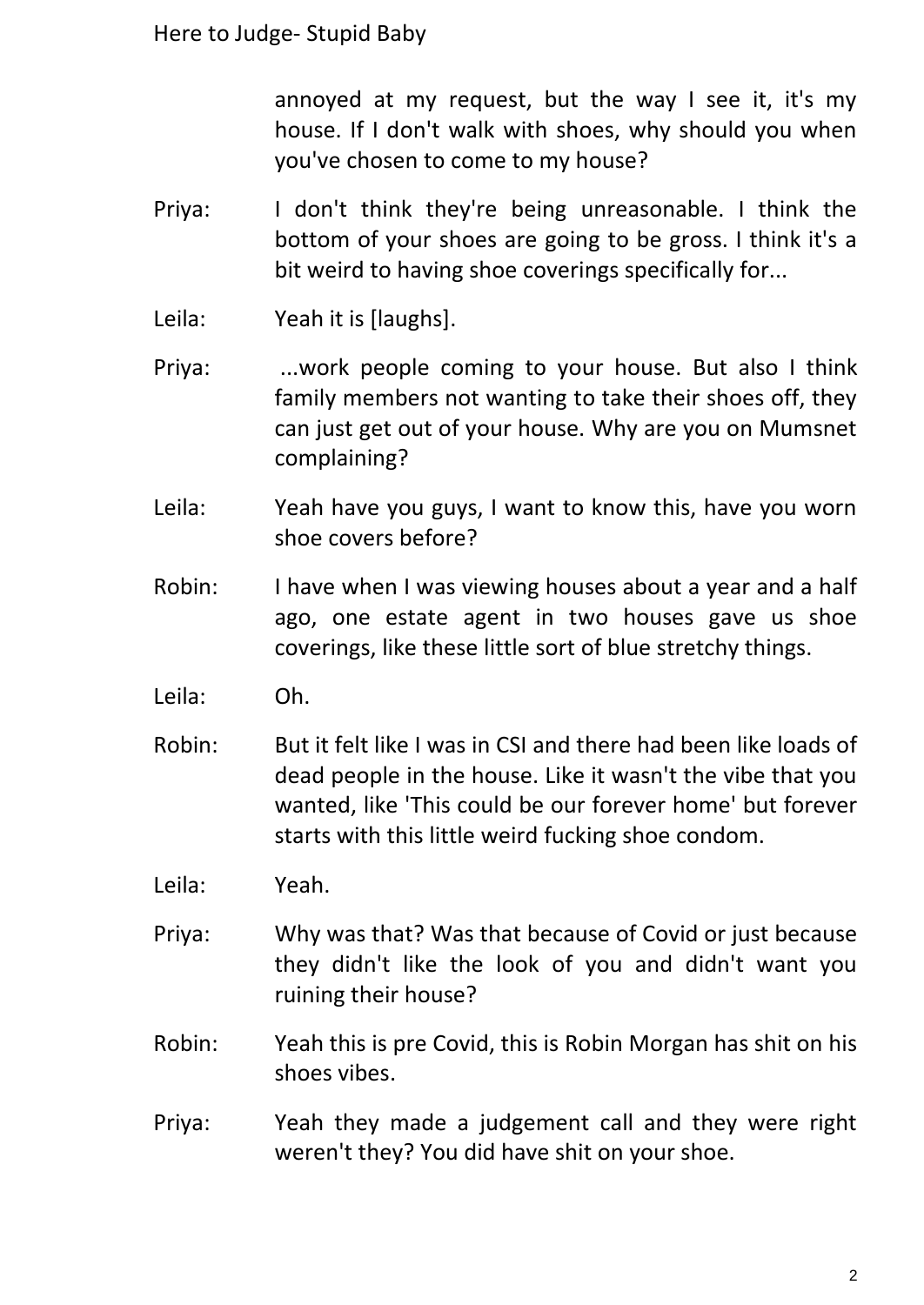annoyed at my request, but the way I see it, it's my house. If I don't walk with shoes, why should you when you've chosen to come to my house?

Priya: I don't think they're being unreasonable. I think the bottom of your shoes are going to be gross. I think it's a bit weird to having shoe coverings specifically for...

Leila: Yeah it is [laughs].

Priya: ...work people coming to your house. But also I think family members not wanting to take their shoes off, they can just get out of your house. Why are you on Mumsnet complaining?

Leila: Yeah have you guys, I want to know this, have you worn shoe covers before?

Robin: I have when I was viewing houses about a year and a half ago, one estate agent in two houses gave us shoe coverings, like these little sort of blue stretchy things.

Leila: Oh.

Robin: But it felt like I was in CSI and there had been like loads of dead people in the house. Like it wasn't the vibe that you wanted, like 'This could be our forever home' but forever starts with this little weird fucking shoe condom.

Leila: Yeah.

Priya: Why was that? Was that because of Covid or just because they didn't like the look of you and didn't want you ruining their house?

Robin: Yeah this is pre Covid, this is Robin Morgan has shit on his shoes vibes.

Priya: Yeah they made a judgement call and they were right weren't they? You did have shit on your shoe.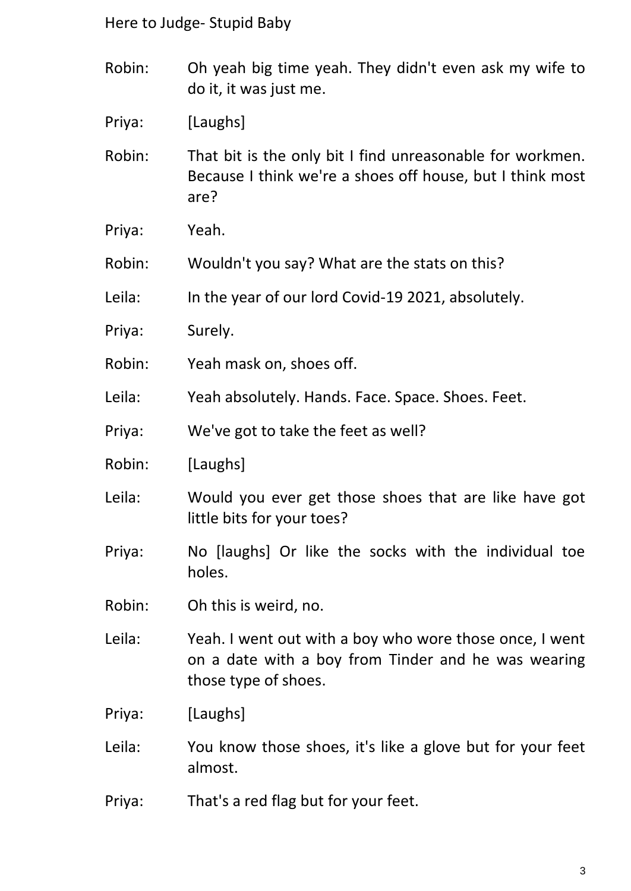Robin: Oh yeah big time yeah. They didn't even ask my wife to do it, it was just me.

Priya: [Laughs]

Robin: That bit is the only bit I find unreasonable for workmen. Because I think we're a shoes off house, but I think most are?

Priya: Yeah.

Robin: Wouldn't you say? What are the stats on this?

Leila: In the year of our lord Covid-19 2021, absolutely.

Priya: Surely.

Robin: Yeah mask on, shoes off.

Leila: Yeah absolutely. Hands. Face. Space. Shoes. Feet.

Priya: We've got to take the feet as well?

Robin: [Laughs]

Leila: Would you ever get those shoes that are like have got little bits for your toes?

Priya: No [laughs] Or like the socks with the individual toe holes.

Robin: Oh this is weird, no.

Leila: Yeah. I went out with a boy who wore those once, I went on a date with a boy from Tinder and he was wearing those type of shoes.

Priya: [Laughs]

Leila: You know those shoes, it's like a glove but for your feet almost.

Priya: That's a red flag but for your feet.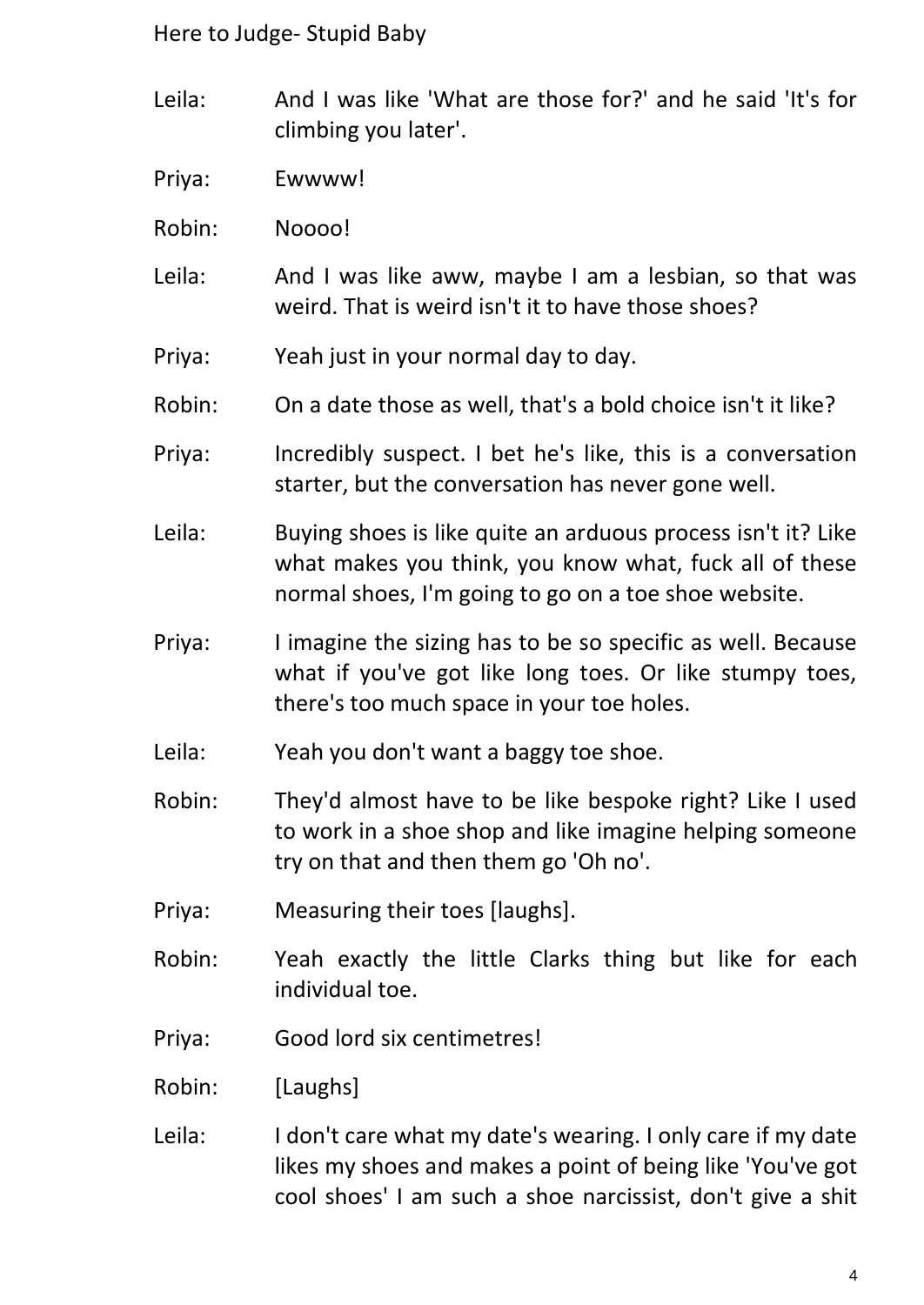Leila: And I was like 'What are those for?' and he said 'It's for climbing you later'.

Priya: Ewwww!

Robin: Noooo!

Leila: And I was like aww, maybe I am a lesbian, so that was weird. That is weird isn't it to have those shoes?

Priya: Yeah just in your normal day to day.

Robin: On a date those as well, that's a bold choice isn't it like?

Priya: Incredibly suspect. I bet he's like, this is a conversation starter, but the conversation has never gone well.

Leila: Buying shoes is like quite an arduous process isn't it? Like what makes you think, you know what, fuck all of these normal shoes, I'm going to go on a toe shoe website.

Priya: I imagine the sizing has to be so specific as well. Because what if you've got like long toes. Or like stumpy toes, there's too much space in your toe holes.

Leila: Yeah you don't want a baggy toe shoe.

Robin: They'd almost have to be like bespoke right? Like I used to work in a shoe shop and like imagine helping someone try on that and then them go 'Oh no'.

Priya: Measuring their toes [laughs].

Robin: Yeah exactly the little Clarks thing but like for each individual toe.

Priya: Good lord six centimetres!

Robin: [Laughs]

Leila: I don't care what my date's wearing. I only care if my date likes my shoes and makes a point of being like 'You've got cool shoes' I am such a shoe narcissist, don't give a shit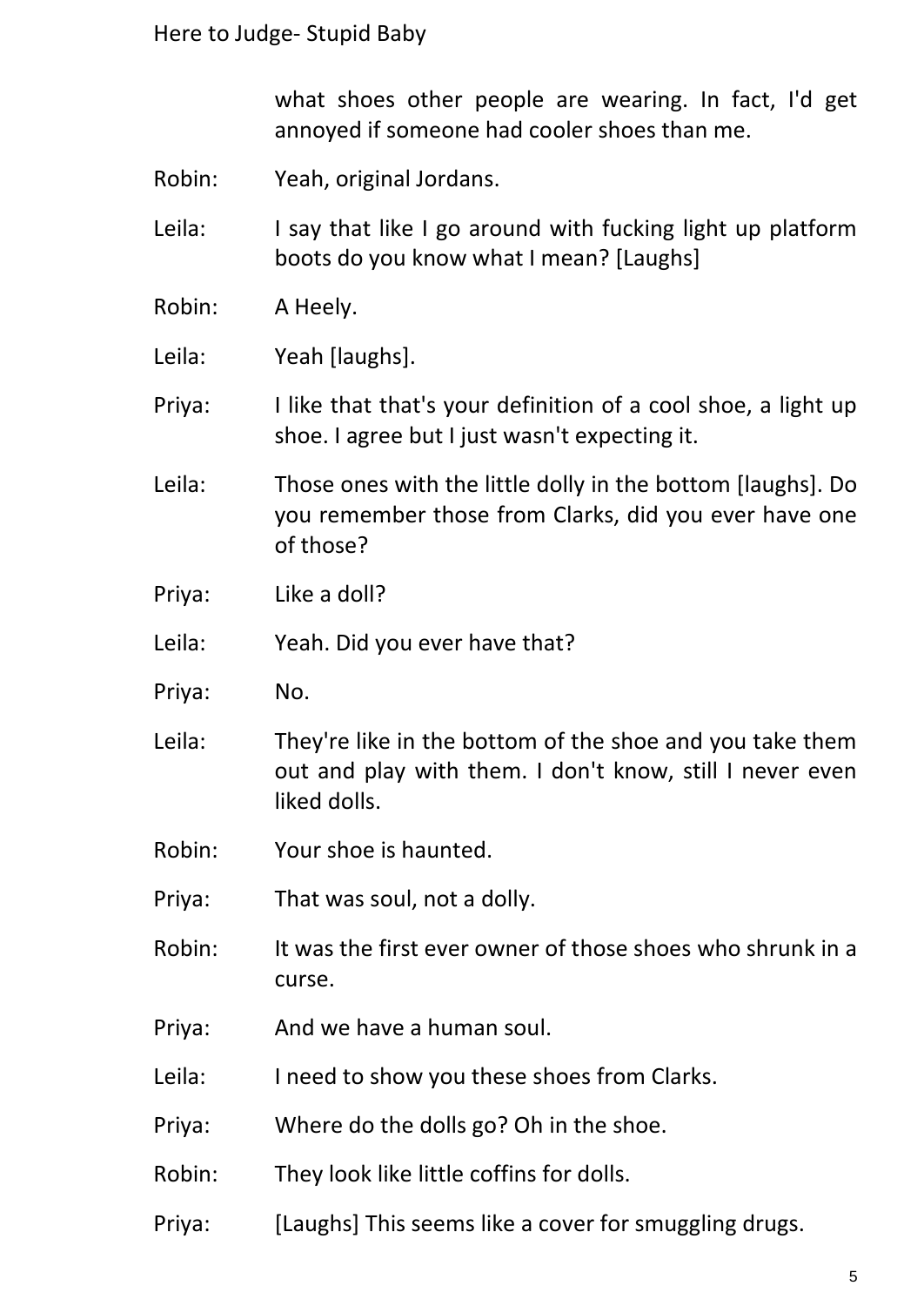what shoes other people are wearing. In fact, I'd get annoyed if someone had cooler shoes than me.

Robin: Yeah, original Jordans.

Leila: I say that like I go around with fucking light up platform boots do you know what I mean? [Laughs]

Robin: A Heely.

Leila: Yeah [laughs].

Priya: I like that that's your definition of a cool shoe, a light up shoe. I agree but I just wasn't expecting it.

Leila: Those ones with the little dolly in the bottom [laughs]. Do you remember those from Clarks, did you ever have one of those?

Priya: Like a doll?

Leila: Yeah. Did you ever have that?

Priya: No.

Leila: They're like in the bottom of the shoe and you take them out and play with them. I don't know, still I never even liked dolls.

Robin: Your shoe is haunted.

Priya: That was soul, not a dolly.

Robin: It was the first ever owner of those shoes who shrunk in a curse.

Priya: And we have a human soul.

Leila: I need to show you these shoes from Clarks.

Priya: Where do the dolls go? Oh in the shoe.

Robin: They look like little coffins for dolls.

Priya: [Laughs] This seems like a cover for smuggling drugs.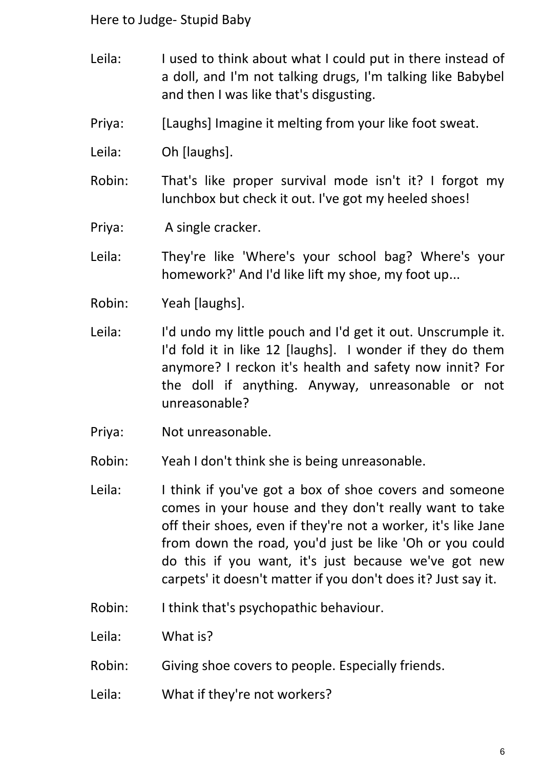Leila: I used to think about what I could put in there instead of a doll, and I'm not talking drugs, I'm talking like Babybel and then I was like that's disgusting.

Priya: [Laughs] Imagine it melting from your like foot sweat.

Leila: Oh [laughs].

Robin: That's like proper survival mode isn't it? I forgot my lunchbox but check it out. I've got my heeled shoes!

Priya: A single cracker.

Leila: They're like 'Where's your school bag? Where's your homework?' And I'd like lift my shoe, my foot up...

Robin: Yeah [laughs].

Leila: I'd undo my little pouch and I'd get it out. Unscrumple it. I'd fold it in like 12 [laughs]. I wonder if they do them anymore? I reckon it's health and safety now innit? For the doll if anything. Anyway, unreasonable or not unreasonable?

Priya: Not unreasonable.

Robin: Yeah I don't think she is being unreasonable.

Leila: I think if you've got a box of shoe covers and someone comes in your house and they don't really want to take off their shoes, even if they're not a worker, it's like Jane from down the road, you'd just be like 'Oh or you could do this if you want, it's just because we've got new carpets' it doesn't matter if you don't does it? Just say it.

Robin: I think that's psychopathic behaviour.

Leila: What is?

Robin: Giving shoe covers to people. Especially friends.

Leila: What if they're not workers?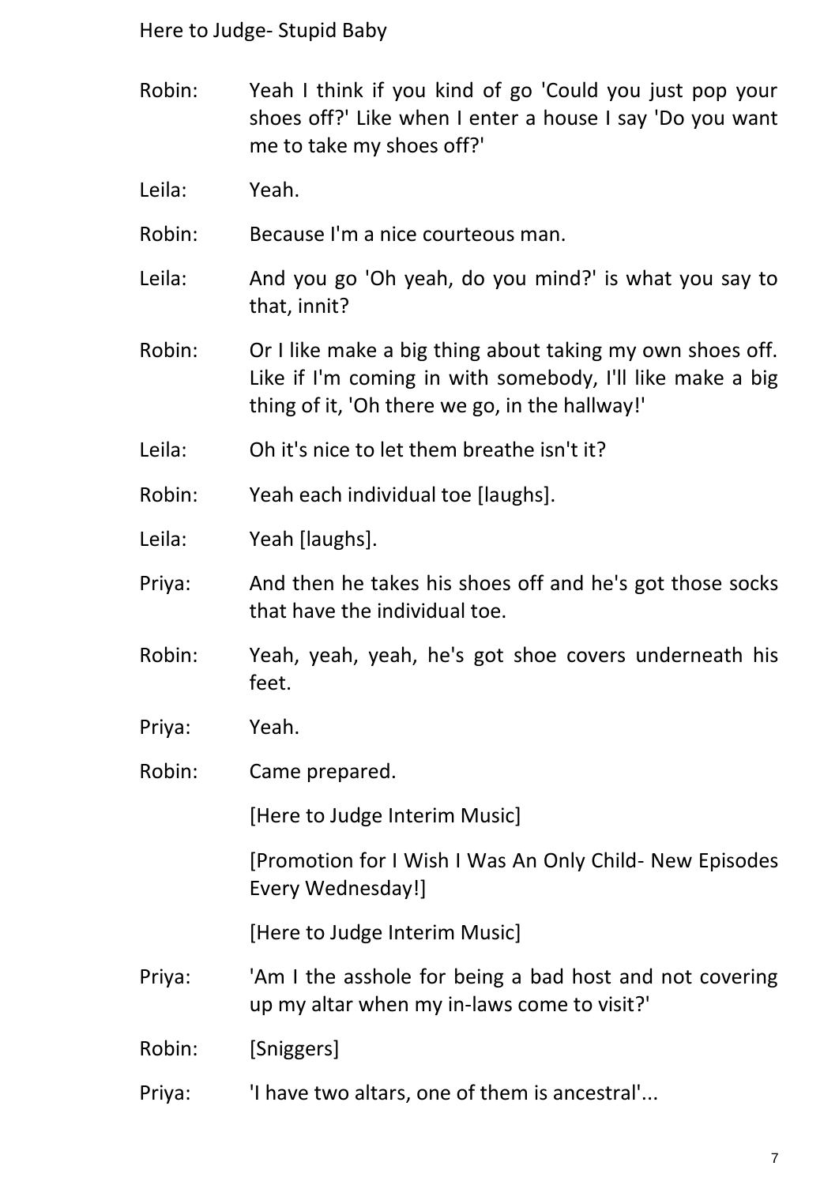Robin: Yeah I think if you kind of go 'Could you just pop your shoes off?' Like when I enter a house I say 'Do you want me to take my shoes off?'

Leila: Yeah.

Robin: Because I'm a nice courteous man.

Leila: And you go 'Oh yeah, do you mind?' is what you say to that, innit?

Robin: Or I like make a big thing about taking my own shoes off. Like if I'm coming in with somebody, I'll like make a big thing of it, 'Oh there we go, in the hallway!'

Leila: Oh it's nice to let them breathe isn't it?

Robin: Yeah each individual toe [laughs].

Leila: Yeah [laughs].

Priya: And then he takes his shoes off and he's got those socks that have the individual toe.

Robin: Yeah, yeah, yeah, he's got shoe covers underneath his feet.

Priya: Yeah.

Robin: Came prepared.

[Here to Judge Interim Music]

[Promotion for I Wish I Was An Only Child- New Episodes Every Wednesday!]

[Here to Judge Interim Music]

Priya: 'Am I the asshole for being a bad host and not covering up my altar when my in-laws come to visit?'

Robin: [Sniggers]

Priya: 'I have two altars, one of them is ancestral'...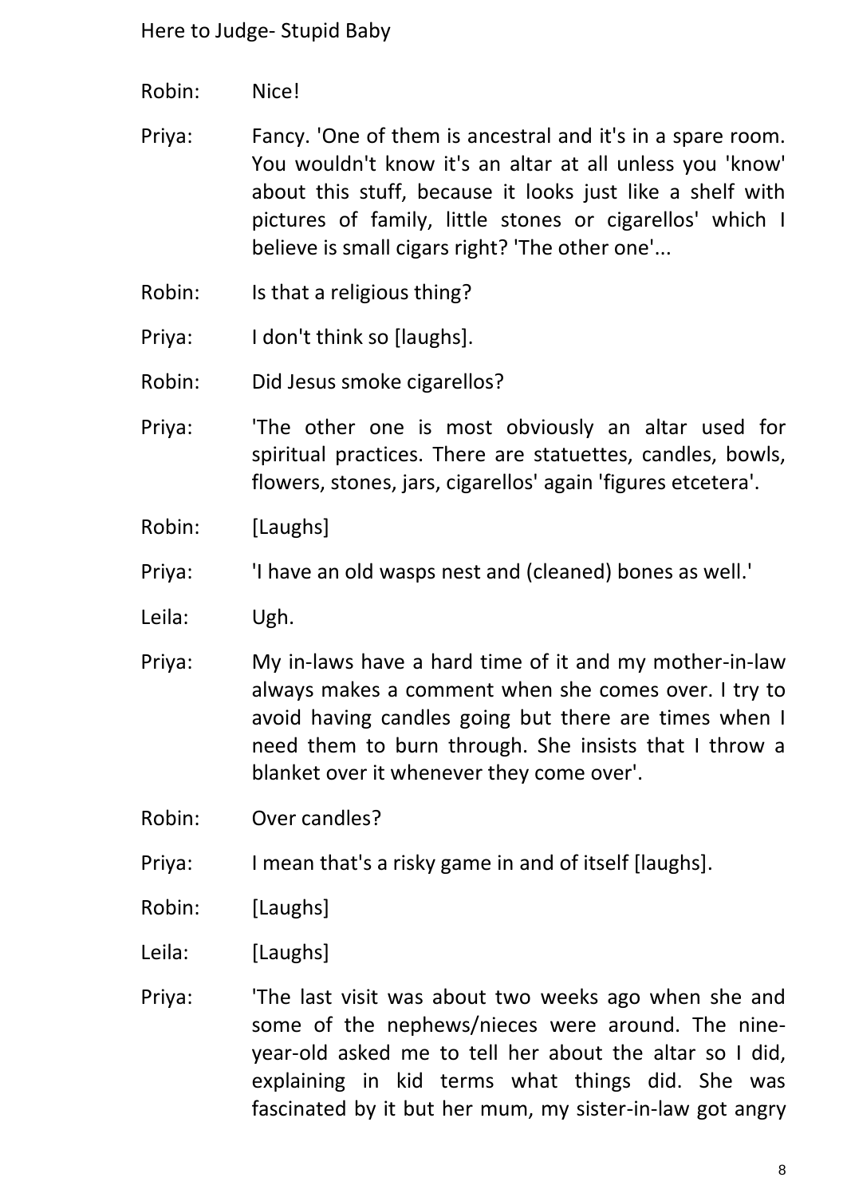Robin: Nice!

Priya: Fancy. 'One of them is ancestral and it's in a spare room. You wouldn't know it's an altar at all unless you 'know' about this stuff, because it looks just like a shelf with pictures of family, little stones or cigarellos' which I believe is small cigars right? 'The other one'...

Robin: Is that a religious thing?

Priya: I don't think so [laughs].

Robin: Did Jesus smoke cigarellos?

Priya: 'The other one is most obviously an altar used for spiritual practices. There are statuettes, candles, bowls, flowers, stones, jars, cigarellos' again 'figures etcetera'.

Robin: [Laughs]

Priya: 'I have an old wasps nest and (cleaned) bones as well.'

Leila: Ugh.

Priya: My in-laws have a hard time of it and my mother-in-law always makes a comment when she comes over. I try to avoid having candles going but there are times when I need them to burn through. She insists that I throw a blanket over it whenever they come over'.

Robin: Over candles?

Priya: I mean that's a risky game in and of itself [laughs].

Robin: [Laughs]

Leila: [Laughs]

Priya: 'The last visit was about two weeks ago when she and some of the nephews/nieces were around. The nine-year-old asked me to tell her about the altar so I did, explaining in kid terms what things did. She was fascinated by it but her mum, my sister-in-law got angry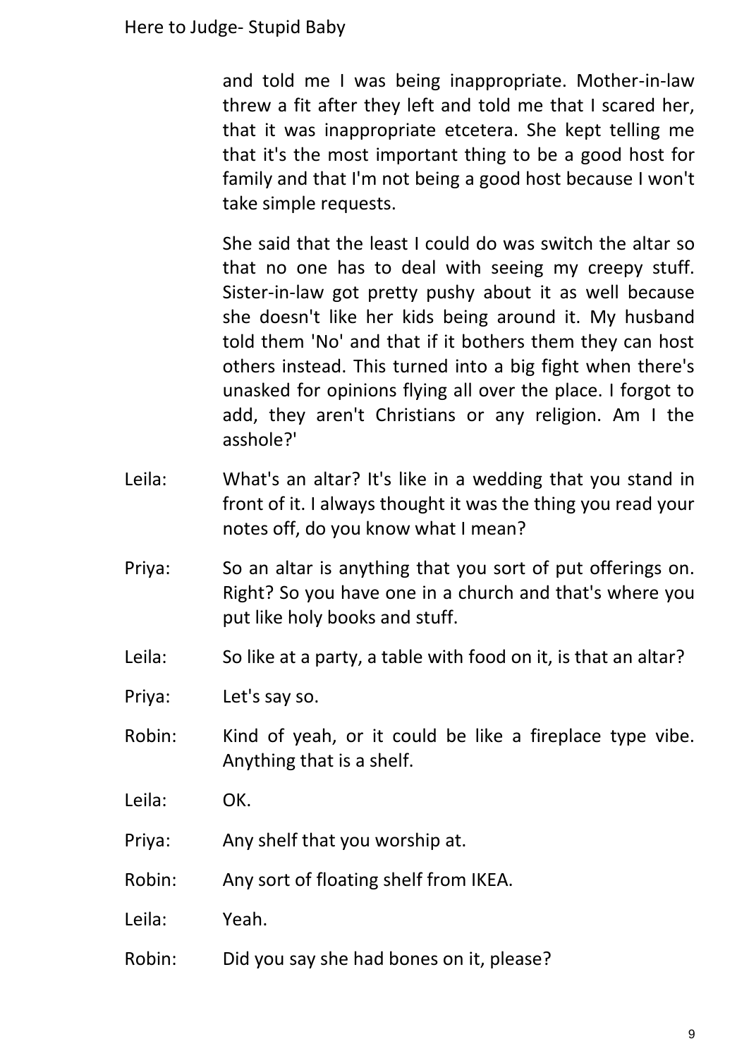and told me I was being inappropriate. Mother-in-law threw a fit after they left and told me that I scared her, that it was inappropriate etcetera. She kept telling me that it's the most important thing to be a good host for family and that I'm not being a good host because I won't take simple requests.

She said that the least I could do was switch the altar so that no one has to deal with seeing my creepy stuff. Sister-in-law got pretty pushy about it as well because she doesn't like her kids being around it. My husband told them 'No' and that if it bothers them they can host others instead. This turned into a big fight when there's unasked for opinions flying all over the place. I forgot to add, they aren't Christians or any religion. Am I the asshole?'

Leila: What's an altar? It's like in a wedding that you stand in front of it. I always thought it was the thing you read your notes off, do you know what I mean?

Priya: So an altar is anything that you sort of put offerings on. Right? So you have one in a church and that's where you put like holy books and stuff.

Leila: So like at a party, a table with food on it, is that an altar?

Priya: Let's say so.

Robin: Kind of yeah, or it could be like a fireplace type vibe. Anything that is a shelf.

Leila: OK.

Priya: Any shelf that you worship at.

Robin: Any sort of floating shelf from IKEA.

Leila: Yeah.

Robin: Did you say she had bones on it, please?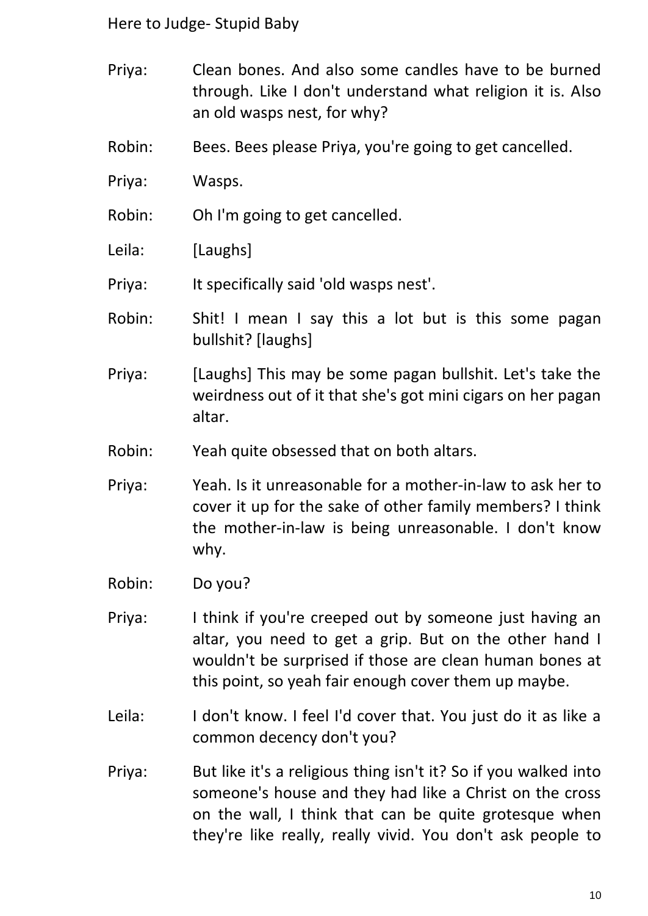Priya: Clean bones. And also some candles have to be burned through. Like I don't understand what religion it is. Also an old wasps nest, for why?

Robin: Bees. Bees please Priya, you're going to get cancelled.

Priya: Wasps.

Robin: Oh I'm going to get cancelled.

Leila: [Laughs]

Priya: It specifically said 'old wasps nest'.

Robin: Shit! I mean I say this a lot but is this some pagan bullshit? [laughs]

Priya: [Laughs] This may be some pagan bullshit. Let's take the weirdness out of it that she's got mini cigars on her pagan altar.

Robin: Yeah quite obsessed that on both altars.

Priya: Yeah. Is it unreasonable for a mother-in-law to ask her to cover it up for the sake of other family members? I think the mother-in-law is being unreasonable. I don't know why.

Robin: Do you?

Priya: I think if you're creeped out by someone just having an altar, you need to get a grip. But on the other hand I wouldn't be surprised if those are clean human bones at this point, so yeah fair enough cover them up maybe.

Leila: I don't know. I feel I'd cover that. You just do it as like a common decency don't you?

Priya: But like it's a religious thing isn't it? So if you walked into someone's house and they had like a Christ on the cross on the wall, I think that can be quite grotesque when they're like really, really vivid. You don't ask people to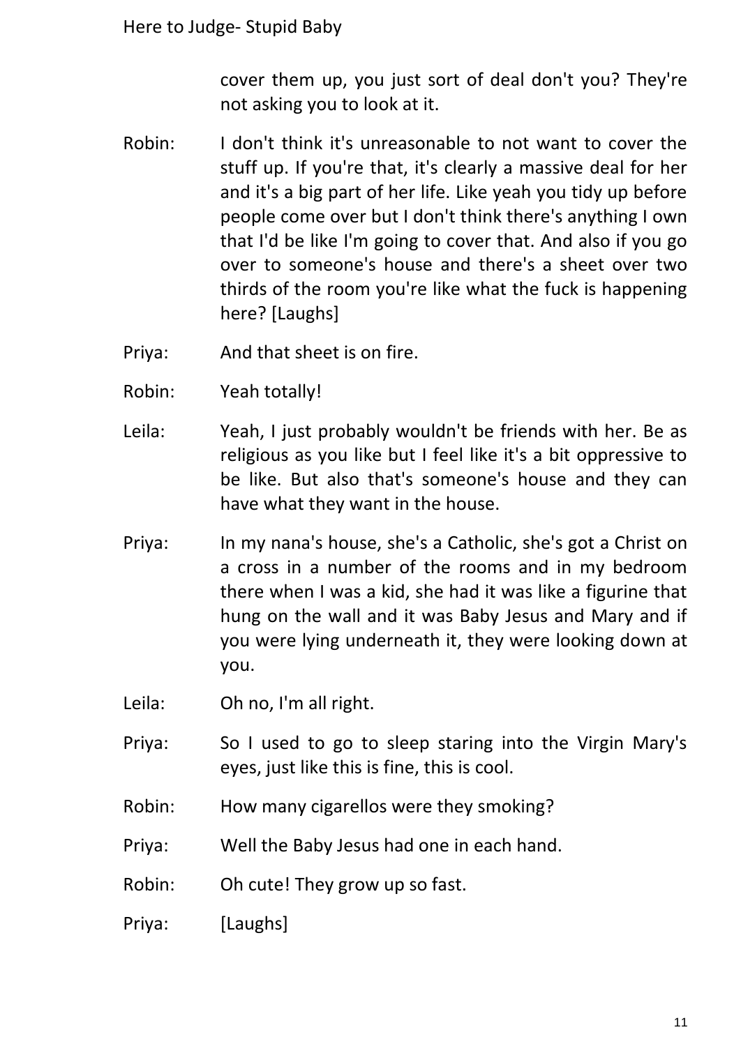cover them up, you just sort of deal don't you? They're not asking you to look at it.

Robin: I don't think it's unreasonable to not want to cover the stuff up. If you're that, it's clearly a massive deal for her and it's a big part of her life. Like yeah you tidy up before people come over but I don't think there's anything I own that I'd be like I'm going to cover that. And also if you go over to someone's house and there's a sheet over two thirds of the room you're like what the fuck is happening here? [Laughs]

Priya: And that sheet is on fire.

Robin: Yeah totally!

Leila: Yeah, I just probably wouldn't be friends with her. Be as religious as you like but I feel like it's a bit oppressive to be like. But also that's someone's house and they can have what they want in the house.

Priya: In my nana's house, she's a Catholic, she's got a Christ on a cross in a number of the rooms and in my bedroom there when I was a kid, she had it was like a figurine that hung on the wall and it was Baby Jesus and Mary and if you were lying underneath it, they were looking down at you.

Leila: Oh no, I'm all right.

Priya: So I used to go to sleep staring into the Virgin Mary's eyes, just like this is fine, this is cool.

Robin: How many cigarellos were they smoking?

Priya: Well the Baby Jesus had one in each hand.

Robin: Oh cute! They grow up so fast.

Priya: [Laughs]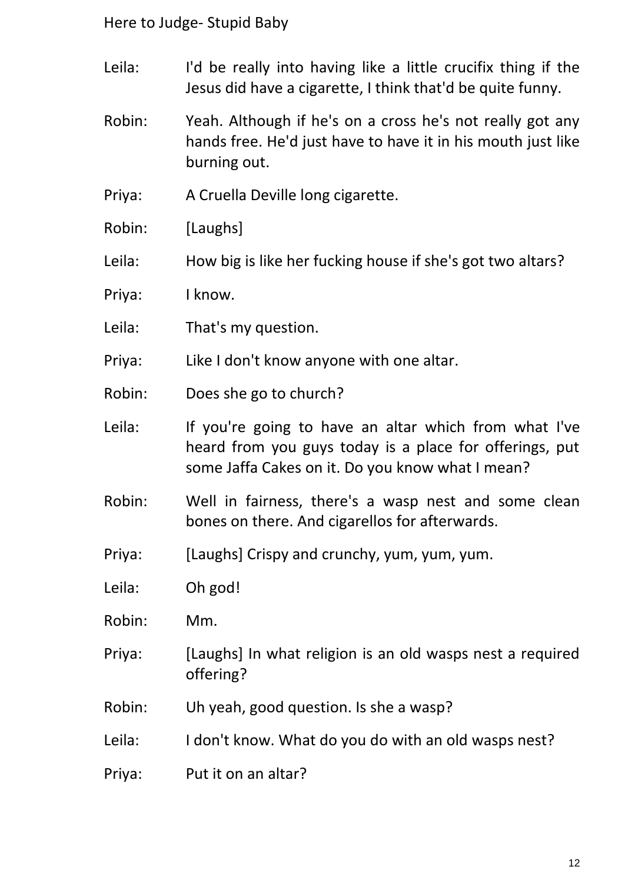Leila: I'd be really into having like a little crucifix thing if the Jesus did have a cigarette, I think that'd be quite funny.

Robin: Yeah. Although if he's on a cross he's not really got any hands free. He'd just have to have it in his mouth just like burning out.

Priya: A Cruella Deville long cigarette.

Robin: [Laughs]

Leila: How big is like her fucking house if she's got two altars?

Priya: I know.

Leila: That's my question.

Priya: Like I don't know anyone with one altar.

Robin: Does she go to church?

Leila: If you're going to have an altar which from what I've heard from you guys today is a place for offerings, put some Jaffa Cakes on it. Do you know what I mean?

Robin: Well in fairness, there's a wasp nest and some clean bones on there. And cigarellos for afterwards.

Priya: [Laughs] Crispy and crunchy, yum, yum, yum.

Leila: Oh god!

Robin: Mm.

Priya: [Laughs] In what religion is an old wasps nest a required offering?

Robin: Uh yeah, good question. Is she a wasp?

Leila: I don't know. What do you do with an old wasps nest?

Priya: Put it on an altar?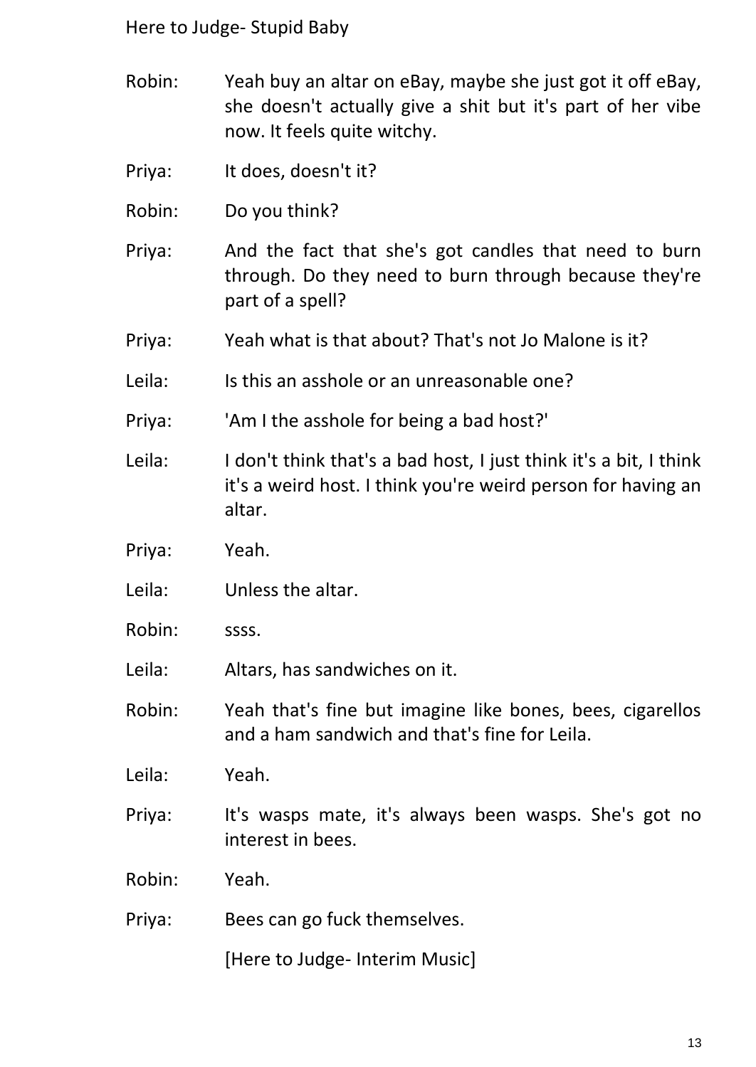Robin: Yeah buy an altar on eBay, maybe she just got it off eBay, she doesn't actually give a shit but it's part of her vibe now. It feels quite witchy.

Priya: It does, doesn't it?

Robin: Do you think?

Priya: And the fact that she's got candles that need to burn through. Do they need to burn through because they're part of a spell?

Priya: Yeah what is that about? That's not Jo Malone is it?

Leila: Is this an asshole or an unreasonable one?

Priya: 'Am I the asshole for being a bad host?'

Leila: I don't think that's a bad host, I just think it's a bit, I think it's a weird host. I think you're weird person for having an altar.

Priya: Yeah.

Leila: Unless the altar.

Robin: ssss.

Leila: Altars, has sandwiches on it.

Robin: Yeah that's fine but imagine like bones, bees, cigarellos and a ham sandwich and that's fine for Leila.

Leila: Yeah.

Priya: It's wasps mate, it's always been wasps. She's got no interest in bees.

Robin: Yeah.

Priya: Bees can go fuck themselves.

[Here to Judge- Interim Music]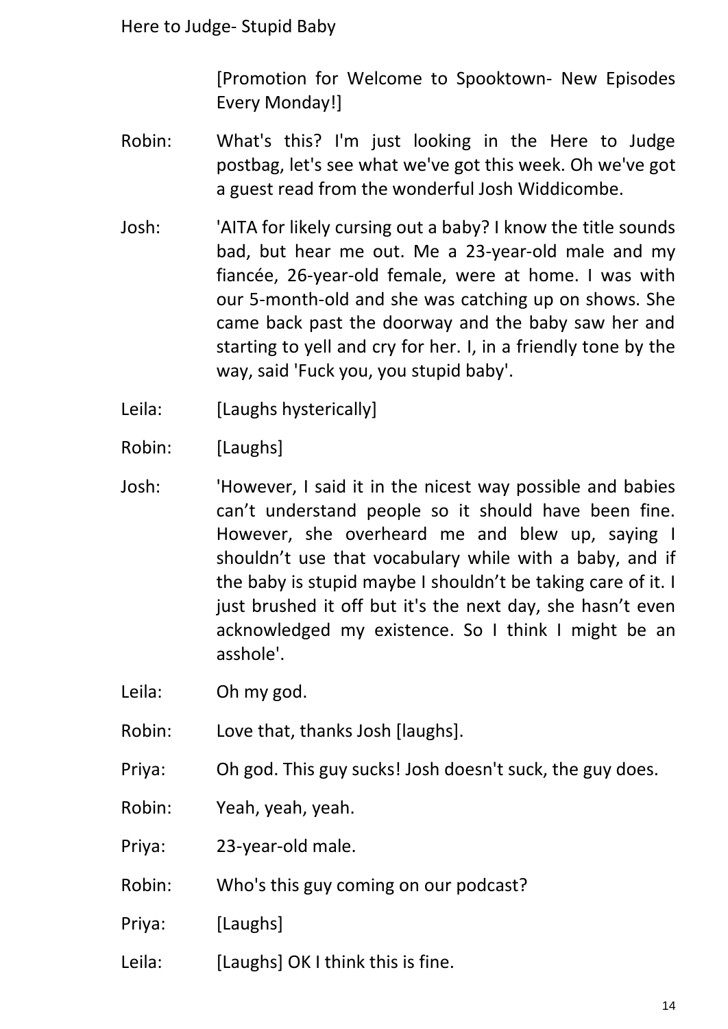[Promotion for Welcome to Spooktown- New Episodes Every Monday!]

Robin: What's this? I'm just looking in the Here to Judge postbag, let's see what we've got this week. Oh we've got a guest read from the wonderful Josh Widdicombe.

Josh: 'AITA for likely cursing out a baby? I know the title sounds bad, but hear me out. Me a 23-year-old male and my fiancée, 26-year-old female, were at home. I was with our 5-month-old and she was catching up on shows. She came back past the doorway and the baby saw her and starting to yell and cry for her. I, in a friendly tone by the way, said 'Fuck you, you stupid baby'.

Leila: [Laughs hysterically]

Robin: [Laughs]

Josh: 'However, I said it in the nicest way possible and babies can't understand people so it should have been fine. However, she overheard me and blew up, saying I shouldn't use that vocabulary while with a baby, and if the baby is stupid maybe I shouldn't be taking care of it. I just brushed it off but it's the next day, she hasn't even acknowledged my existence. So I think I might be an asshole'.

Leila: Oh my god.

Robin: Love that, thanks Josh [laughs].

Priya: Oh god. This guy sucks! Josh doesn't suck, the guy does.

Robin: Yeah, yeah, yeah.

Priya: 23-year-old male.

Robin: Who's this guy coming on our podcast?

Priya: [Laughs]

Leila: [Laughs] OK I think this is fine.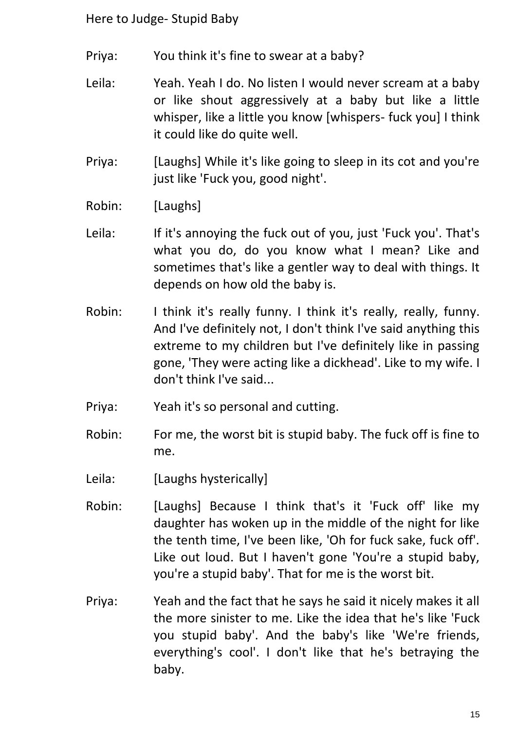Priya: You think it's fine to swear at a baby?

Leila: Yeah. Yeah I do. No listen I would never scream at a baby or like shout aggressively at a baby but like a little whisper, like a little you know [whispers- fuck you] I think it could like do quite well.

Priya: [Laughs] While it's like going to sleep in its cot and you're just like 'Fuck you, good night'.

Robin: [Laughs]

Leila: If it's annoying the fuck out of you, just 'Fuck you'. That's what you do, do you know what I mean? Like and sometimes that's like a gentler way to deal with things. It depends on how old the baby is.

Robin: I think it's really funny. I think it's really, really, funny. And I've definitely not, I don't think I've said anything this extreme to my children but I've definitely like in passing gone, 'They were acting like a dickhead'. Like to my wife. I don't think I've said...

Priya: Yeah it's so personal and cutting.

Robin: For me, the worst bit is stupid baby. The fuck off is fine to me.

Leila: [Laughs hysterically]

Robin: [Laughs] Because I think that's it 'Fuck off' like my daughter has woken up in the middle of the night for like the tenth time, I've been like, 'Oh for fuck sake, fuck off'. Like out loud. But I haven't gone 'You're a stupid baby, you're a stupid baby'. That for me is the worst bit.

Priya: Yeah and the fact that he says he said it nicely makes it all the more sinister to me. Like the idea that he's like 'Fuck you stupid baby'. And the baby's like 'We're friends, everything's cool'. I don't like that he's betraying the baby.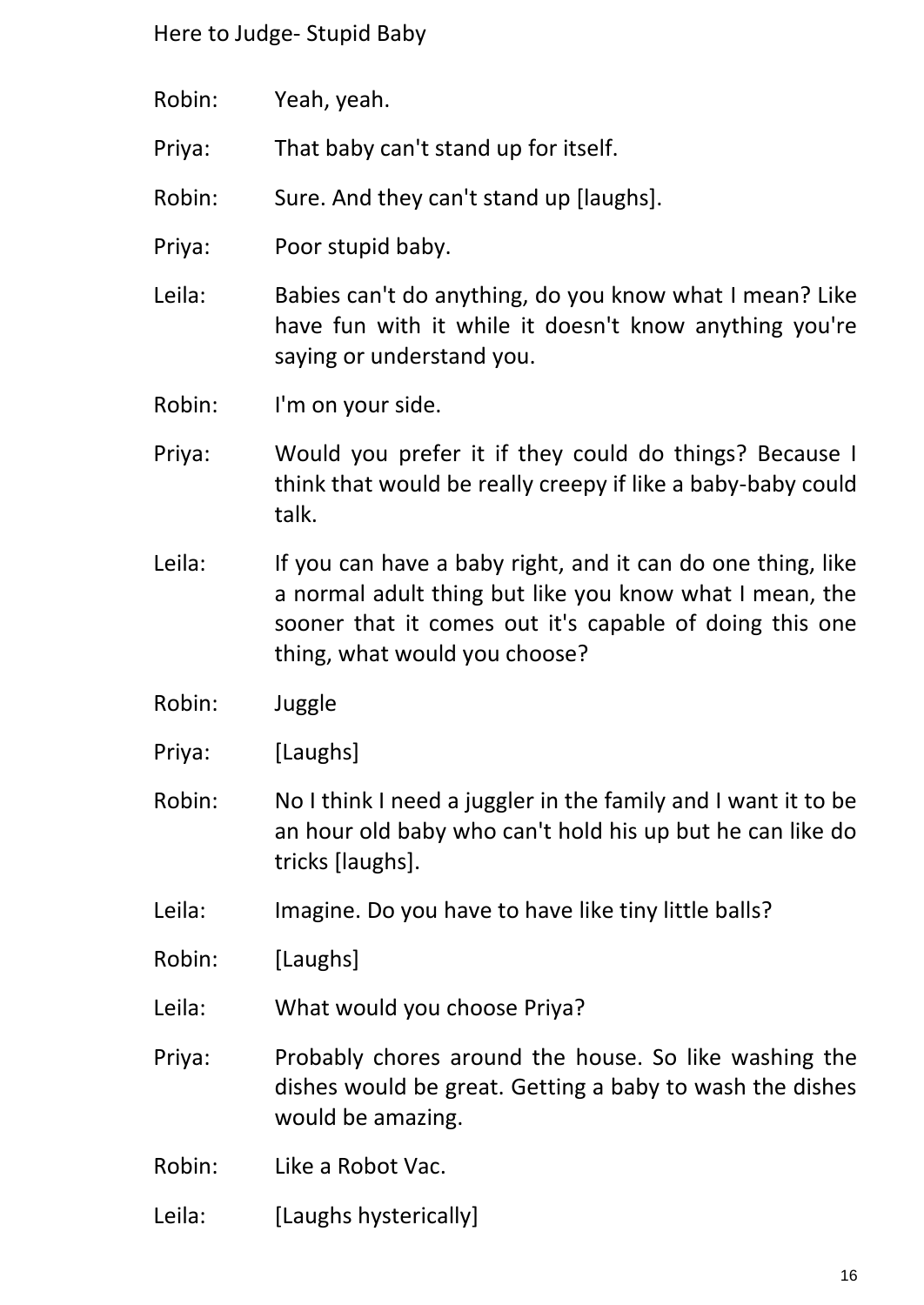Robin: Yeah, yeah.

Priya: That baby can't stand up for itself.

Robin: Sure. And they can't stand up [laughs].

Priya: Poor stupid baby.

Leila: Babies can't do anything, do you know what I mean? Like have fun with it while it doesn't know anything you're saying or understand you.

Robin: I'm on your side.

Priya: Would you prefer it if they could do things? Because I think that would be really creepy if like a baby-baby could talk.

Leila: If you can have a baby right, and it can do one thing, like a normal adult thing but like you know what I mean, the sooner that it comes out it's capable of doing this one thing, what would you choose?

Robin: Juggle

Priya: [Laughs]

Robin: No I think I need a juggler in the family and I want it to be an hour old baby who can't hold his up but he can like do tricks [laughs].

Leila: Imagine. Do you have to have like tiny little balls?

Robin: [Laughs]

Leila: What would you choose Priya?

Priya: Probably chores around the house. So like washing the dishes would be great. Getting a baby to wash the dishes would be amazing.

Robin: Like a Robot Vac.

Leila: [Laughs hysterically]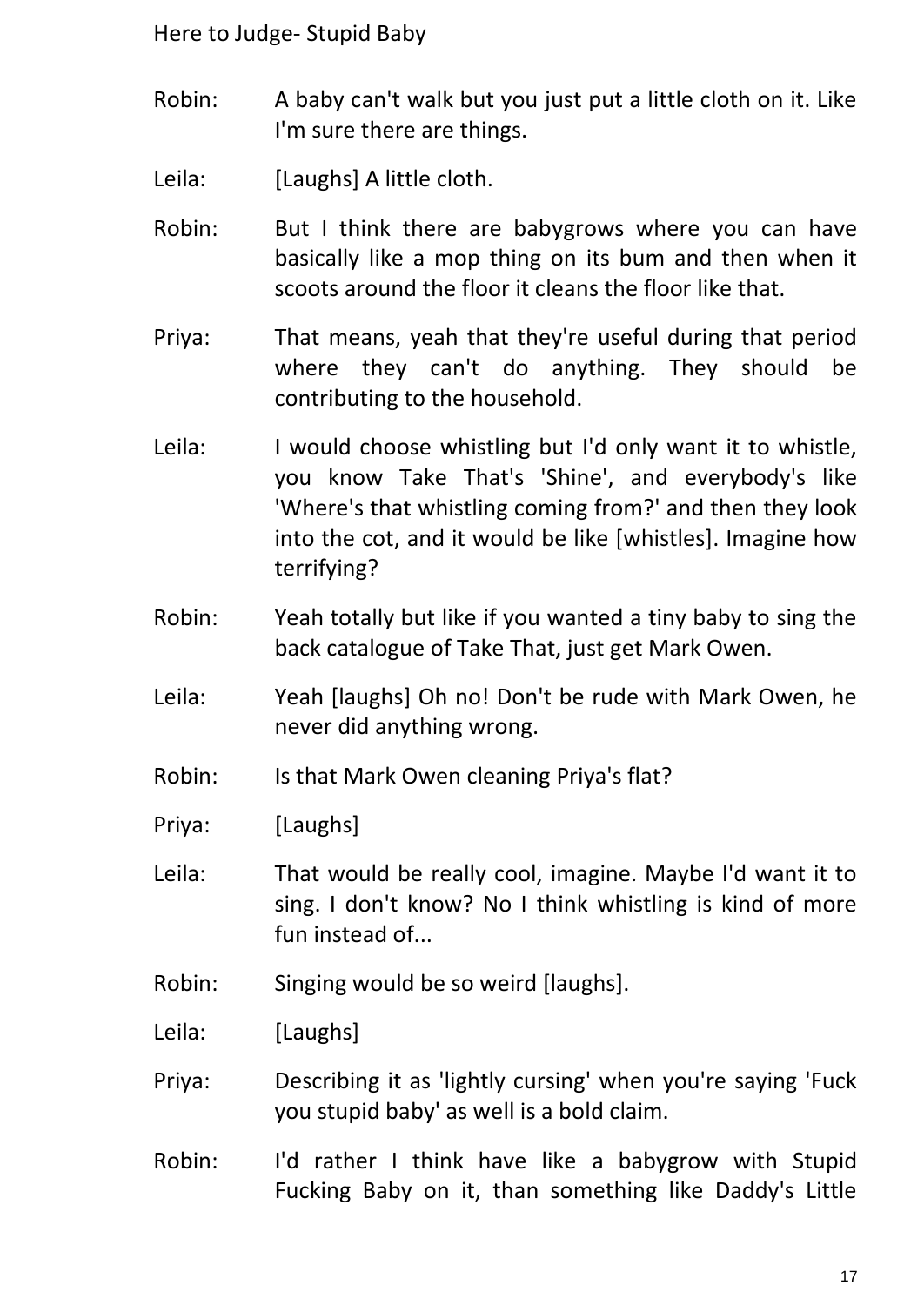Robin: A baby can't walk but you just put a little cloth on it. Like I'm sure there are things.

Leila: [Laughs] A little cloth.

Robin: But I think there are babygrows where you can have basically like a mop thing on its bum and then when it scoots around the floor it cleans the floor like that.

Priya: That means, yeah that they're useful during that period where they can't do anything. They should be contributing to the household.

Leila: I would choose whistling but I'd only want it to whistle, you know Take That's 'Shine', and everybody's like 'Where's that whistling coming from?' and then they look into the cot, and it would be like [whistles]. Imagine how terrifying?

Robin: Yeah totally but like if you wanted a tiny baby to sing the back catalogue of Take That, just get Mark Owen.

Leila: Yeah [laughs] Oh no! Don't be rude with Mark Owen, he never did anything wrong.

Robin: Is that Mark Owen cleaning Priya's flat?

Priya: [Laughs]

Leila: That would be really cool, imagine. Maybe I'd want it to sing. I don't know? No I think whistling is kind of more fun instead of...

Robin: Singing would be so weird [laughs].

Leila: [Laughs]

Priya: Describing it as 'lightly cursing' when you're saying 'Fuck you stupid baby' as well is a bold claim.

Robin: I'd rather I think have like a babygrow with Stupid Fucking Baby on it, than something like Daddy's Little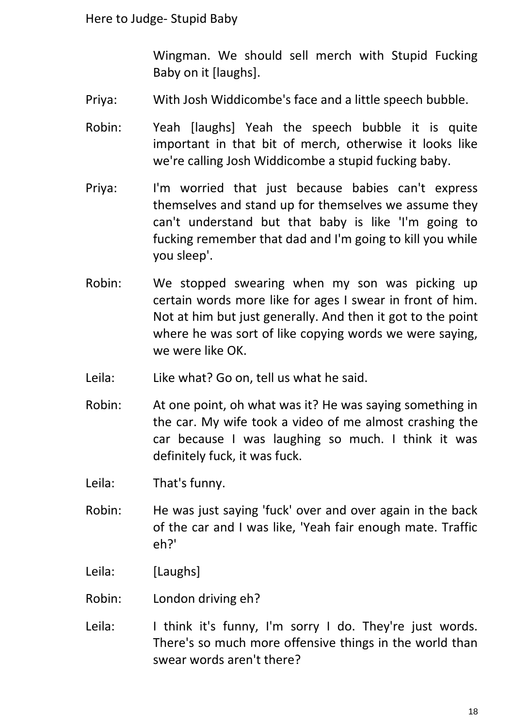Wingman. We should sell merch with Stupid Fucking Baby on it [laughs].

Priya: With Josh Widdicombe's face and a little speech bubble.

Robin: Yeah [laughs] Yeah the speech bubble it is quite important in that bit of merch, otherwise it looks like we're calling Josh Widdicombe a stupid fucking baby.

Priya: I'm worried that just because babies can't express themselves and stand up for themselves we assume they can't understand but that baby is like 'I'm going to fucking remember that dad and I'm going to kill you while you sleep'.

Robin: We stopped swearing when my son was picking up certain words more like for ages I swear in front of him. Not at him but just generally. And then it got to the point where he was sort of like copying words we were saying, we were like OK.

Leila: Like what? Go on, tell us what he said.

Robin: At one point, oh what was it? He was saying something in the car. My wife took a video of me almost crashing the car because I was laughing so much. I think it was definitely fuck, it was fuck.

Leila: That's funny.

Robin: He was just saying 'fuck' over and over again in the back of the car and I was like, 'Yeah fair enough mate. Traffic eh?'

Leila: [Laughs]

Robin: London driving eh?

Leila: I think it's funny, I'm sorry I do. They're just words. There's so much more offensive things in the world than swear words aren't there?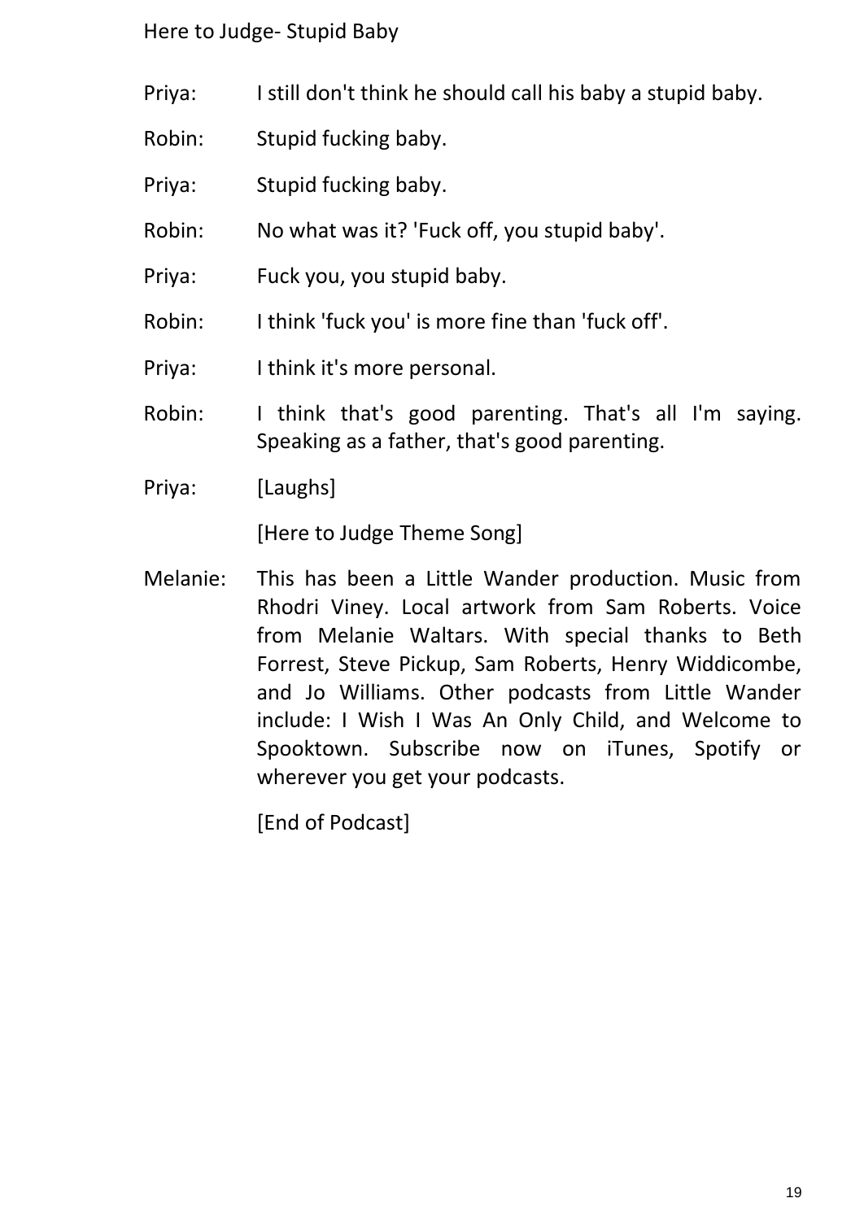Priya: I still don't think he should call his baby a stupid baby.

Robin: Stupid fucking baby.

Priya: Stupid fucking baby.

Robin: No what was it? 'Fuck off, you stupid baby'.

Priya: Fuck you, you stupid baby.

Robin: I think 'fuck you' is more fine than 'fuck off'.

Priya: I think it's more personal.

Robin: I think that's good parenting. That's all I'm saying. Speaking as a father, that's good parenting.

Priya: [Laughs]

[Here to Judge Theme Song]

Melanie: This has been a Little Wander production. Music from Rhodri Viney. Local artwork from Sam Roberts. Voice from Melanie Waltars. With special thanks to Beth Forrest, Steve Pickup, Sam Roberts, Henry Widdicombe, and Jo Williams. Other podcasts from Little Wander include: I Wish I Was An Only Child, and Welcome to Spooktown. Subscribe now on iTunes, Spotify or wherever you get your podcasts.

[End of Podcast]